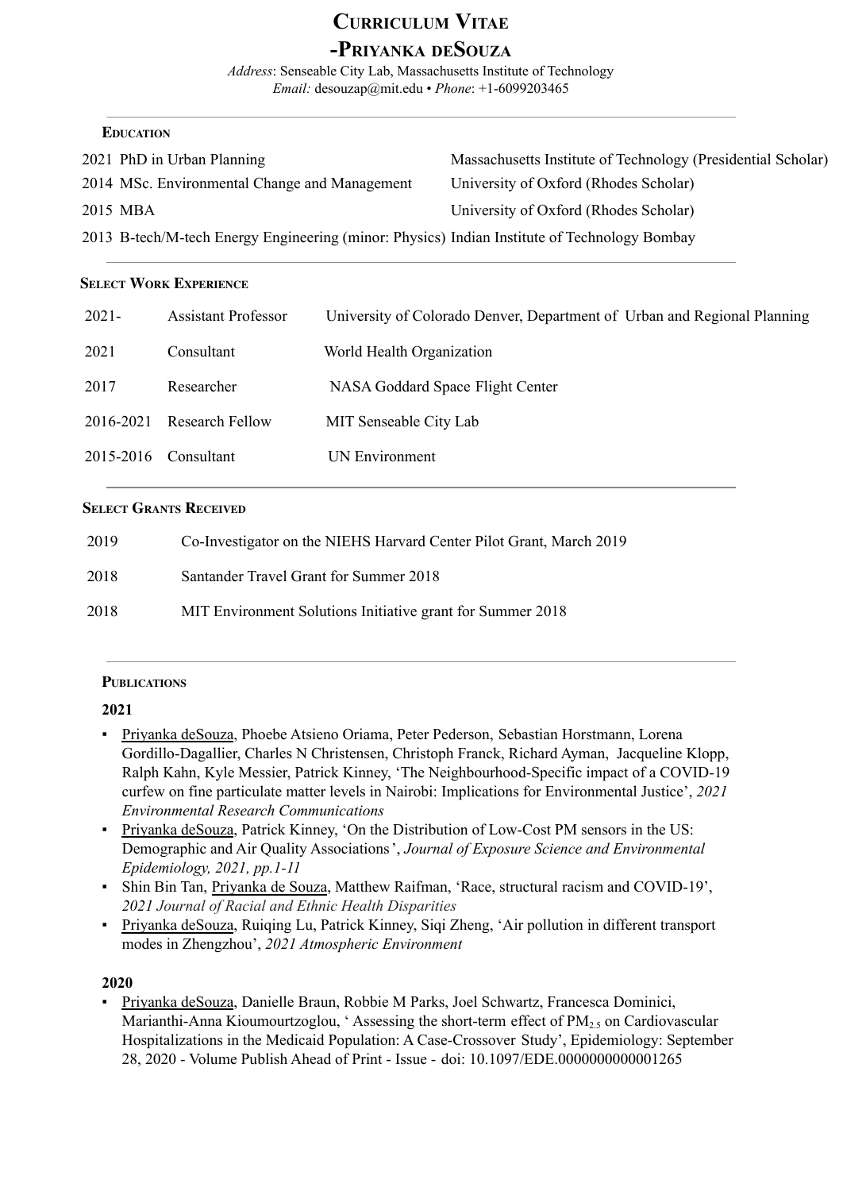# Curriculum Vitae
# -Priyanka deSouza

*Address*: Senseable City Lab, Massachusetts Institute of Technology
*Email:* desouzap@mit.edu • *Phone*: +1-6099203465

---

## Education

| | | |
|---|---|---|
| 2021 | PhD in Urban Planning | Massachusetts Institute of Technology (Presidential Scholar) |
| 2014 | MSc. Environmental Change and Management | University of Oxford (Rhodes Scholar) |
| 2015 | MBA | University of Oxford (Rhodes Scholar) |
| 2013 | B-tech/M-tech Energy Engineering (minor: Physics) | Indian Institute of Technology Bombay |

---

## Select Work Experience

| | | |
|---|---|---|
| 2021- | Assistant Professor | University of Colorado Denver, Department of Urban and Regional Planning |
| 2021 | Consultant | World Health Organization |
| 2017 | Researcher | NASA Goddard Space Flight Center |
| 2016-2021 | Research Fellow | MIT Senseable City Lab |
| 2015-2016 | Consultant | UN Environment |

---

## Select Grants Received

| | |
|---|---|
| 2019 | Co-Investigator on the NIEHS Harvard Center Pilot Grant, March 2019 |
| 2018 | Santander Travel Grant for Summer 2018 |
| 2018 | MIT Environment Solutions Initiative grant for Summer 2018 |

---

## Publications

### 2021

- Priyanka deSouza, Phoebe Atsieno Oriama, Peter Pederson, Sebastian Horstmann, Lorena Gordillo-Dagallier, Charles N Christensen, Christoph Franck, Richard Ayman, Jacqueline Klopp, Ralph Kahn, Kyle Messier, Patrick Kinney, 'The Neighbourhood-Specific impact of a COVID-19 curfew on fine particulate matter levels in Nairobi: Implications for Environmental Justice', *2021 Environmental Research Communications*
- Priyanka deSouza, Patrick Kinney, 'On the Distribution of Low-Cost PM sensors in the US: Demographic and Air Quality Associations', *Journal of Exposure Science and Environmental Epidemiology, 2021, pp.1-11*
- Shin Bin Tan, Priyanka de Souza, Matthew Raifman, 'Race, structural racism and COVID-19', *2021 Journal of Racial and Ethnic Health Disparities*
- Priyanka deSouza, Ruiqing Lu, Patrick Kinney, Siqi Zheng, 'Air pollution in different transport modes in Zhengzhou', *2021 Atmospheric Environment*

### 2020

- Priyanka deSouza, Danielle Braun, Robbie M Parks, Joel Schwartz, Francesca Dominici, Marianthi-Anna Kioumourtzoglou, ' Assessing the short-term effect of $PM_{2.5}$ on Cardiovascular Hospitalizations in the Medicaid Population: A Case-Crossover Study', Epidemiology: September 28, 2020 - Volume Publish Ahead of Print - Issue - doi: 10.1097/EDE.0000000000001265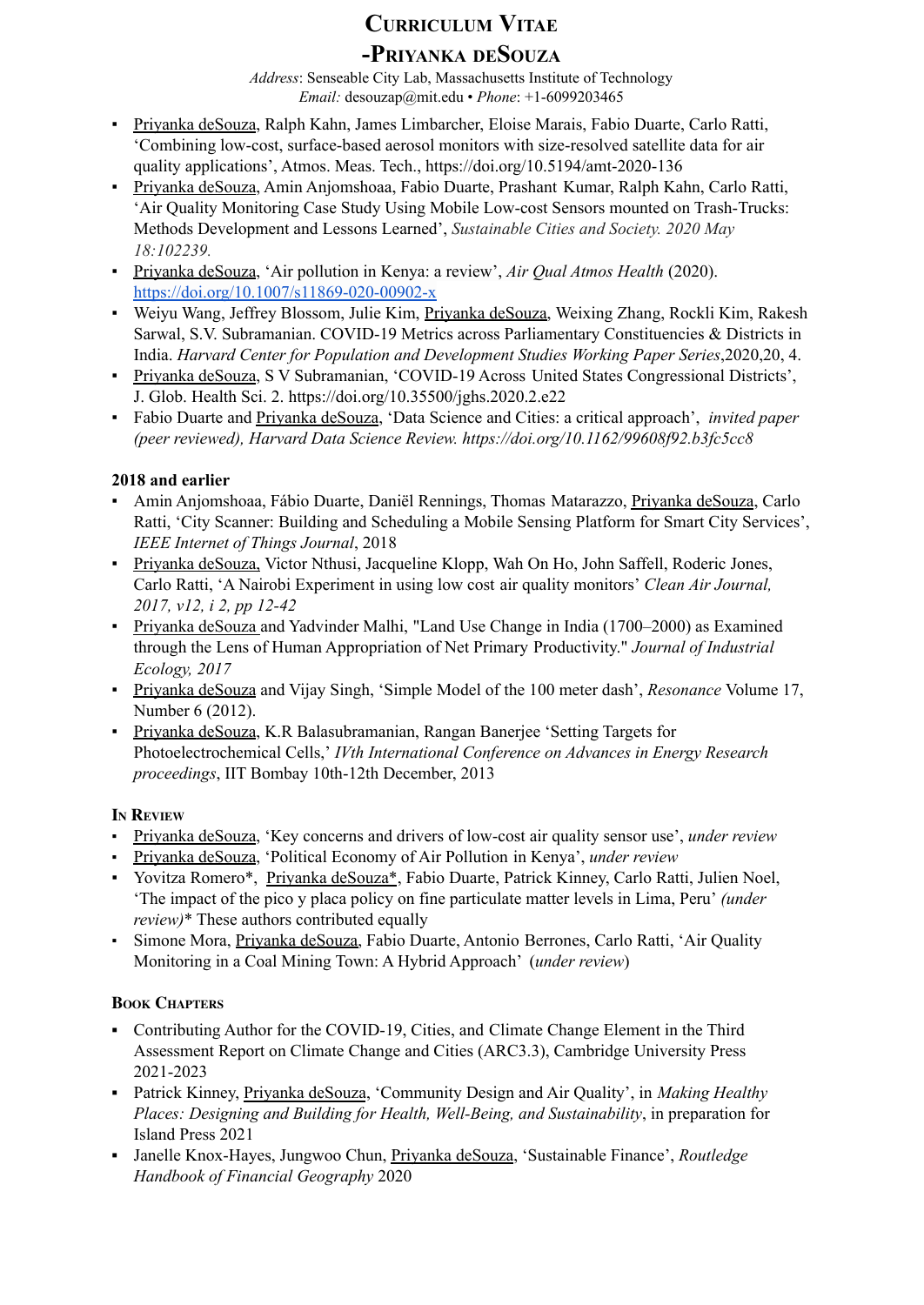# Curriculum Vitae

## -Priyanka deSouza

*Address*: Senseable City Lab, Massachusetts Institute of Technology
*Email:* desouzap@mit.edu • *Phone*: +1-6099203465

- Priyanka deSouza, Ralph Kahn, James Limbarcher, Eloise Marais, Fabio Duarte, Carlo Ratti, 'Combining low-cost, surface-based aerosol monitors with size-resolved satellite data for air quality applications', Atmos. Meas. Tech., https://doi.org/10.5194/amt-2020-136
- Priyanka deSouza, Amin Anjomshoaa, Fabio Duarte, Prashant Kumar, Ralph Kahn, Carlo Ratti, 'Air Quality Monitoring Case Study Using Mobile Low-cost Sensors mounted on Trash-Trucks: Methods Development and Lessons Learned', *Sustainable Cities and Society. 2020 May 18:102239.*
- Priyanka deSouza, 'Air pollution in Kenya: a review', *Air Qual Atmos Health* (2020). https://doi.org/10.1007/s11869-020-00902-x
- Weiyu Wang, Jeffrey Blossom, Julie Kim, Priyanka deSouza, Weixing Zhang, Rockli Kim, Rakesh Sarwal, S.V. Subramanian. COVID-19 Metrics across Parliamentary Constituencies & Districts in India. *Harvard Center for Population and Development Studies Working Paper Series*,2020,20, 4.
- Priyanka deSouza, S V Subramanian, 'COVID-19 Across United States Congressional Districts', J. Glob. Health Sci. 2. https://doi.org/10.35500/jghs.2020.2.e22
- Fabio Duarte and Priyanka deSouza, 'Data Science and Cities: a critical approach', *invited paper (peer reviewed), Harvard Data Science Review. https://doi.org/10.1162/99608f92.b3fc5cc8*

**2018 and earlier**

- Amin Anjomshoaa, Fábio Duarte, Daniël Rennings, Thomas Matarazzo, Priyanka deSouza, Carlo Ratti, 'City Scanner: Building and Scheduling a Mobile Sensing Platform for Smart City Services', *IEEE Internet of Things Journal*, 2018
- Priyanka deSouza, Victor Nthusi, Jacqueline Klopp, Wah On Ho, John Saffell, Roderic Jones, Carlo Ratti, 'A Nairobi Experiment in using low cost air quality monitors' *Clean Air Journal, 2017, v12, i 2, pp 12-42*
- Priyanka deSouza and Yadvinder Malhi, "Land Use Change in India (1700–2000) as Examined through the Lens of Human Appropriation of Net Primary Productivity." *Journal of Industrial Ecology, 2017*
- Priyanka deSouza and Vijay Singh, 'Simple Model of the 100 meter dash', *Resonance* Volume 17, Number 6 (2012).
- Priyanka deSouza, K.R Balasubramanian, Rangan Banerjee 'Setting Targets for Photoelectrochemical Cells,' *IVth International Conference on Advances in Energy Research proceedings*, IIT Bombay 10th-12th December, 2013

**In Review**

- Priyanka deSouza, 'Key concerns and drivers of low-cost air quality sensor use', *under review*
- Priyanka deSouza, 'Political Economy of Air Pollution in Kenya', *under review*
- Yovitza Romero*, Priyanka deSouza*, Fabio Duarte, Patrick Kinney, Carlo Ratti, Julien Noel, 'The impact of the pico y placa policy on fine particulate matter levels in Lima, Peru' *(under review)** These authors contributed equally
- Simone Mora, Priyanka deSouza, Fabio Duarte, Antonio Berrones, Carlo Ratti, 'Air Quality Monitoring in a Coal Mining Town: A Hybrid Approach' (*under review*)

**Book Chapters**

- Contributing Author for the COVID-19, Cities, and Climate Change Element in the Third Assessment Report on Climate Change and Cities (ARC3.3), Cambridge University Press 2021-2023
- Patrick Kinney, Priyanka deSouza, 'Community Design and Air Quality', in *Making Healthy Places: Designing and Building for Health, Well-Being, and Sustainability*, in preparation for Island Press 2021
- Janelle Knox-Hayes, Jungwoo Chun, Priyanka deSouza, 'Sustainable Finance', *Routledge Handbook of Financial Geography* 2020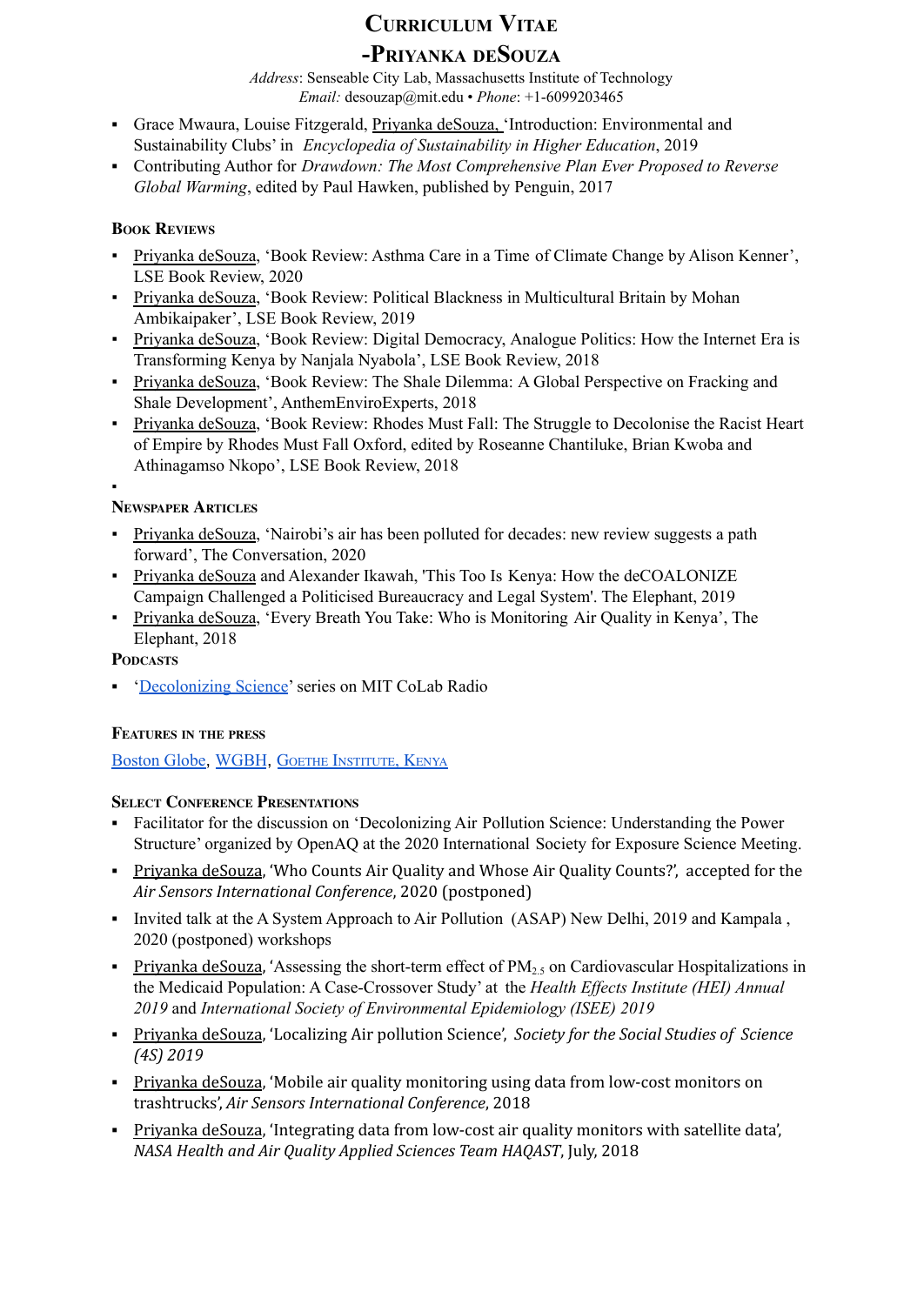# CURRICULUM VITAE

## -PRIYANKA DESOUZA

*Address*: Senseable City Lab, Massachusetts Institute of Technology
*Email:* desouzap@mit.edu • *Phone*: +1-6099203465

- Grace Mwaura, Louise Fitzgerald, Priyanka deSouza, 'Introduction: Environmental and Sustainability Clubs' in *Encyclopedia of Sustainability in Higher Education*, 2019
- Contributing Author for *Drawdown: The Most Comprehensive Plan Ever Proposed to Reverse Global Warming*, edited by Paul Hawken, published by Penguin, 2017

### BOOK REVIEWS

- Priyanka deSouza, 'Book Review: Asthma Care in a Time of Climate Change by Alison Kenner', LSE Book Review, 2020
- Priyanka deSouza, 'Book Review: Political Blackness in Multicultural Britain by Mohan Ambikaipaker', LSE Book Review, 2019
- Priyanka deSouza, 'Book Review: Digital Democracy, Analogue Politics: How the Internet Era is Transforming Kenya by Nanjala Nyabola', LSE Book Review, 2018
- Priyanka deSouza, 'Book Review: The Shale Dilemma: A Global Perspective on Fracking and Shale Development', AnthemEnviroExperts, 2018
- Priyanka deSouza, 'Book Review: Rhodes Must Fall: The Struggle to Decolonise the Racist Heart of Empire by Rhodes Must Fall Oxford, edited by Roseanne Chantiluke, Brian Kwoba and Athinagamso Nkopo', LSE Book Review, 2018

### NEWSPAPER ARTICLES

- Priyanka deSouza, 'Nairobi's air has been polluted for decades: new review suggests a path forward', The Conversation, 2020
- Priyanka deSouza and Alexander Ikawah, 'This Too Is Kenya: How the deCOALONIZE Campaign Challenged a Politicised Bureaucracy and Legal System'. The Elephant, 2019
- Priyanka deSouza, 'Every Breath You Take: Who is Monitoring Air Quality in Kenya', The Elephant, 2018

### PODCASTS

- 'Decolonizing Science' series on MIT CoLab Radio

### FEATURES IN THE PRESS

Boston Globe, WGBH, GOETHE INSTITUTE, KENYA

### SELECT CONFERENCE PRESENTATIONS

- Facilitator for the discussion on 'Decolonizing Air Pollution Science: Understanding the Power Structure' organized by OpenAQ at the 2020 International Society for Exposure Science Meeting.
- Priyanka deSouza, 'Who Counts Air Quality and Whose Air Quality Counts?', accepted for the *Air Sensors International Conference*, 2020 (postponed)
- Invited talk at the A System Approach to Air Pollution (ASAP) New Delhi, 2019 and Kampala, 2020 (postponed) workshops
- Priyanka deSouza, 'Assessing the short-term effect of $PM_{2.5}$ on Cardiovascular Hospitalizations in the Medicaid Population: A Case-Crossover Study' at the *Health Effects Institute (HEI) Annual 2019* and *International Society of Environmental Epidemiology (ISEE) 2019*
- Priyanka deSouza, 'Localizing Air pollution Science', *Society for the Social Studies of Science (4S) 2019*
- Priyanka deSouza, 'Mobile air quality monitoring using data from low-cost monitors on trashtrucks', *Air Sensors International Conference*, 2018
- Priyanka deSouza, 'Integrating data from low-cost air quality monitors with satellite data', *NASA Health and Air Quality Applied Sciences Team HAQAST*, July, 2018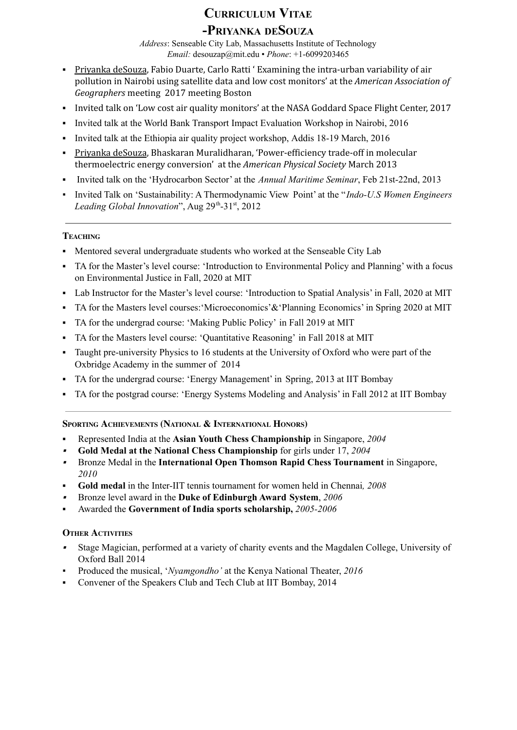# Curriculum Vitae

## -Priyanka deSouza

*Address*: Senseable City Lab, Massachusetts Institute of Technology
*Email:* desouzap@mit.edu • *Phone*: +1-6099203465

- Priyanka deSouza, Fabio Duarte, Carlo Ratti ' Examining the intra-urban variability of air pollution in Nairobi using satellite data and low cost monitors' at the *American Association of Geographers* meeting 2017 meeting Boston
- Invited talk on 'Low cost air quality monitors' at the NASA Goddard Space Flight Center, 2017
- Invited talk at the World Bank Transport Impact Evaluation Workshop in Nairobi, 2016
- Invited talk at the Ethiopia air quality project workshop, Addis 18-19 March, 2016
- Priyanka deSouza, Bhaskaran Muralidharan, 'Power-efficiency trade-off in molecular thermoelectric energy conversion' at the *American Physical Society* March 2013
- Invited talk on the 'Hydrocarbon Sector' at the *Annual Maritime Seminar*, Feb 21st-22nd, 2013
- Invited Talk on 'Sustainability: A Thermodynamic View Point' at the "*Indo-U.S Women Engineers Leading Global Innovation*", Aug 29th-31st, 2012

### Teaching

- Mentored several undergraduate students who worked at the Senseable City Lab
- TA for the Master's level course: 'Introduction to Environmental Policy and Planning' with a focus on Environmental Justice in Fall, 2020 at MIT
- Lab Instructor for the Master's level course: 'Introduction to Spatial Analysis' in Fall, 2020 at MIT
- TA for the Masters level courses:'Microeconomics'&'Planning Economics' in Spring 2020 at MIT
- TA for the undergrad course: 'Making Public Policy' in Fall 2019 at MIT
- TA for the Masters level course: 'Quantitative Reasoning' in Fall 2018 at MIT
- Taught pre-university Physics to 16 students at the University of Oxford who were part of the Oxbridge Academy in the summer of 2014
- TA for the undergrad course: 'Energy Management' in Spring, 2013 at IIT Bombay
- TA for the postgrad course: 'Energy Systems Modeling and Analysis' in Fall 2012 at IIT Bombay

### Sporting Achievements (National & International Honors)

- Represented India at the **Asian Youth Chess Championship** in Singapore, *2004*
- **Gold Medal at the National Chess Championship** for girls under 17, *2004*
- Bronze Medal in the **International Open Thomson Rapid Chess Tournament** in Singapore, *2010*
- **Gold medal** in the Inter-IIT tennis tournament for women held in Chennai*, 2008*
- Bronze level award in the **Duke of Edinburgh Award System**, *2006*
- Awarded the **Government of India sports scholarship,** *2005-2006*

### Other Activities

- Stage Magician, performed at a variety of charity events and the Magdalen College, University of Oxford Ball 2014
- Produced the musical, '*Nyamgondho'* at the Kenya National Theater, *2016*
- Convener of the Speakers Club and Tech Club at IIT Bombay, 2014